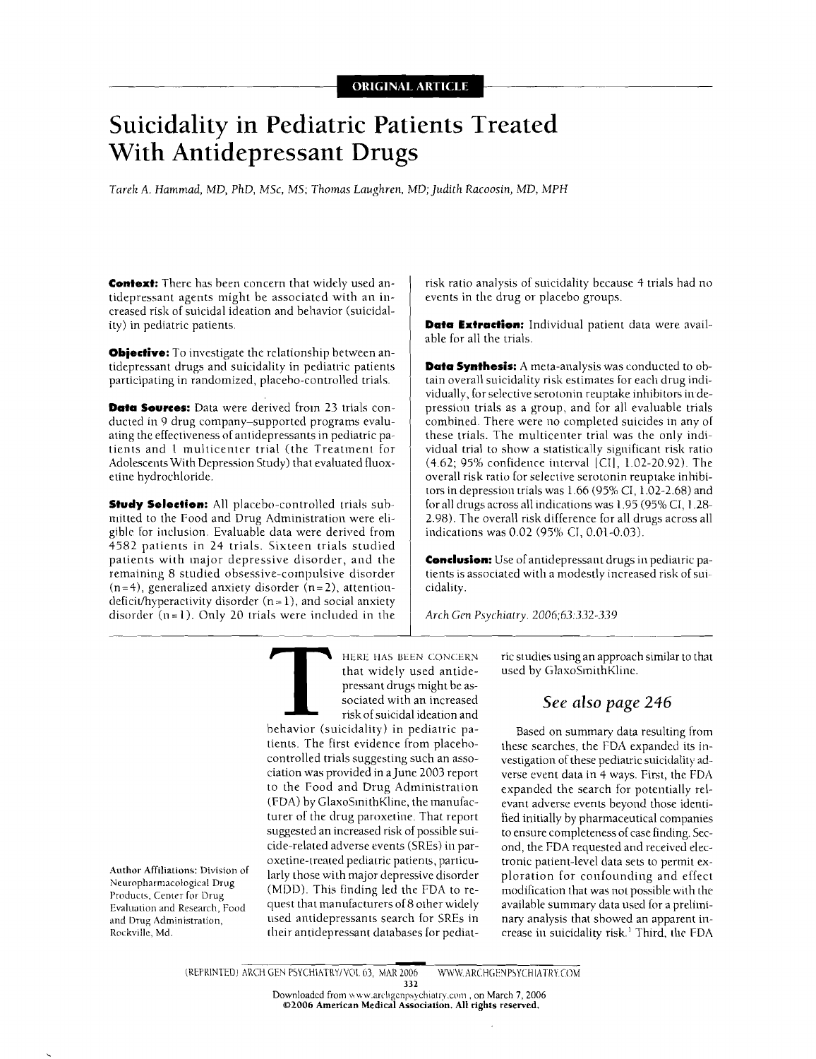ORIGINAL ARTICLE

# Suicidality in Pediatric Patients Treated With Antidepressant Drugs

*Tarek A. Hammad, MD, PhD, MSc, MS; Thomas Laughren, MD; Judith Racoosin, MD, MPH*

**Context:** There has been concern that widely used antidepressant agents might be associated with an increased risk of suicidal ideation and behavior (suicidality) in pediatric patients.

**Objective:** To investigate the relationship between antidepressant drugs and suicidality in pediatric patients participating in randomized, placebo-controlled trials.

**Data Sources:** Data were derived from 23 trials conducted in 9 drug company–supported programs evaluating the effectiveness of antidepressants in pediatric patients and 1 multicenter trial (the Treatment for Adolescents With Depression Study) that evaluated fluoxetine hydrochloride.

**Study Selection:** All placebo-controlled trials submitted to the Food and Drug Administration were eligible for inclusion. Evaluable data were derived from 4582 patients in 24 trials. Sixteen trials studied patients with major depressive disorder, and the remaining 8 studied obsessive-compulsive disorder (n=4), generalized anxiety disorder (n=2), attention-deficit/hyperactivity disorder (n=1), and social anxiety disorder (n=1). Only 20 trials were included in the risk ratio analysis of suicidality because 4 trials had no events in the drug or placebo groups.

**Data Extraction:** Individual patient data were available for all the trials.

**Data Synthesis:** A meta-analysis was conducted to obtain overall suicidality risk estimates for each drug individually, for selective serotonin reuptake inhibitors in depression trials as a group, and for all evaluable trials combined. There were no completed suicides in any of these trials. The multicenter trial was the only individual trial to show a statistically significant risk ratio (4.62; 95% confidence interval [CI], 1.02-20.92). The overall risk ratio for selective serotonin reuptake inhibitors in depression trials was 1.66 (95% CI, 1.02-2.68) and for all drugs across all indications was 1.95 (95% CI, 1.28-2.98). The overall risk difference for all drugs across all indications was 0.02 (95% CI, 0.01-0.03).

**Conclusion:** Use of antidepressant drugs in pediatric patients is associated with a modestly increased risk of suicidality.

*Arch Gen Psychiatry. 2006;63:332-339*

THERE HAS BEEN CONCERN that widely used antidepressant drugs might be associated with an increased risk of suicidal ideation and behavior (suicidality) in pediatric patients. The first evidence from placebo-controlled trials suggesting such an association was provided in a June 2003 report to the Food and Drug Administration (FDA) by GlaxoSmithKline, the manufacturer of the drug paroxetine. That report suggested an increased risk of possible suicide-related adverse events (SREs) in paroxetine-treated pediatric patients, particularly those with major depressive disorder (MDD). This finding led the FDA to request that manufacturers of 8 other widely used antidepressants search for SREs in their antidepressant databases for pediatric studies using an approach similar to that used by GlaxoSmithKline.

*See also page 246*

Based on summary data resulting from these searches, the FDA expanded its investigation of these pediatric suicidality adverse event data in 4 ways. First, the FDA expanded the search for potentially relevant adverse events beyond those identified initially by pharmaceutical companies to ensure completeness of case finding. Second, the FDA requested and received electronic patient-level data sets to permit exploration for confounding and effect modification that was not possible with the available summary data used for a preliminary analysis that showed an apparent increase in suicidality risk.[1] Third, the FDA

Author Affiliations: Division of Neuropharmacological Drug Products, Center for Drug Evaluation and Research, Food and Drug Administration, Rockville, Md.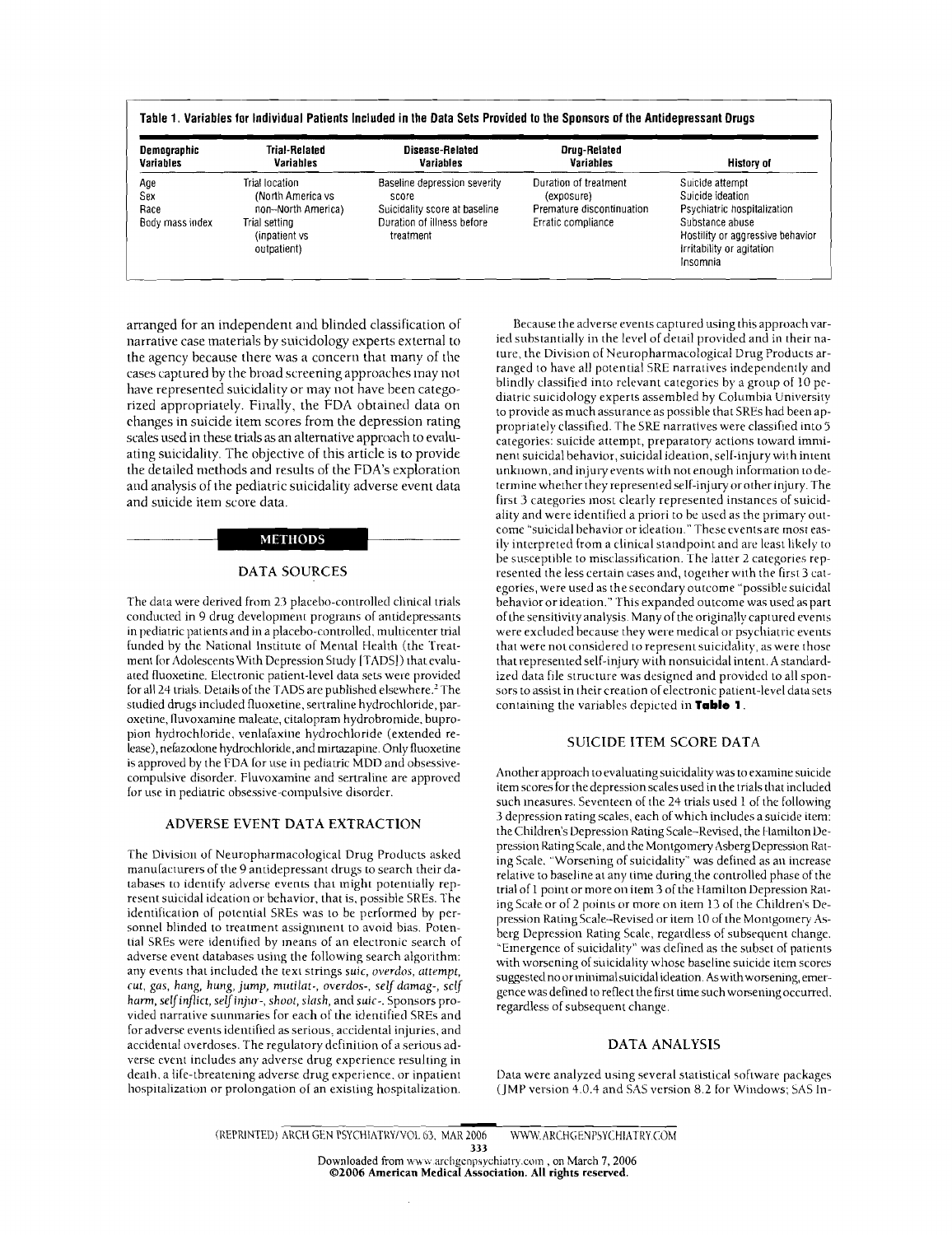**Table 1. Variables for Individual Patients Included in the Data Sets Provided to the Sponsors of the Antidepressant Drugs**

| Demographic Variables | Trial-Related Variables | Disease-Related Variables | Drug-Related Variables | History of |
|---|---|---|---|---|
| Age | Trial location (North America vs non–North America) | Baseline depression severity score | Duration of treatment (exposure) | Suicide attempt |
| Sex | Trial setting (inpatient vs outpatient) | Suicidality score at baseline | Premature discontinuation | Suicide ideation |
| Race | | Duration of illness before treatment | Erratic compliance | Psychiatric hospitalization |
| Body mass index | | | | Substance abuse |
| | | | | Hostility or aggressive behavior |
| | | | | Irritability or agitation |
| | | | | Insomnia |

arranged for an independent and blinded classification of narrative case materials by suicidology experts external to the agency because there was a concern that many of the cases captured by the broad screening approaches may not have represented suicidality or may not have been categorized appropriately. Finally, the FDA obtained data on changes in suicide item scores from the depression rating scales used in these trials as an alternative approach to evaluating suicidality. The objective of this article is to provide the detailed methods and results of the FDA's exploration and analysis of the pediatric suicidality adverse event data and suicide item score data.

## METHODS

### DATA SOURCES

The data were derived from 23 placebo-controlled clinical trials conducted in 9 drug development programs of antidepressants in pediatric patients and in a placebo-controlled, multicenter trial funded by the National Institute of Mental Health (the Treatment for Adolescents With Depression Study [TADS]) that evaluated fluoxetine. Electronic patient-level data sets were provided for all 24 trials. Details of the TADS are published elsewhere.[2] The studied drugs included fluoxetine, sertraline hydrochloride, paroxetine, fluvoxamine maleate, citalopram hydrobromide, bupropion hydrochloride, venlafaxine hydrochloride (extended release), nefazodone hydrochloride, and mirtazapine. Only fluoxetine is approved by the FDA for use in pediatric MDD and obsessive-compulsive disorder. Fluvoxamine and sertraline are approved for use in pediatric obsessive-compulsive disorder.

### ADVERSE EVENT DATA EXTRACTION

The Division of Neuropharmacological Drug Products asked manufacturers of the 9 antidepressant drugs to search their databases to identify adverse events that might potentially represent suicidal ideation or behavior, that is, possible SREs. The identification of potential SREs was to be performed by personnel blinded to treatment assignment to avoid bias. Potential SREs were identified by means of an electronic search of adverse event databases using the following search algorithm: any events that included the text strings *suic, overdos, attempt, cut, gas, hang, hung, jump, mutilat-, overdos-, self damag-, self harm, self inflict, self injur-, shoot, slash,* and *suic-*. Sponsors provided narrative summaries for each of the identified SREs and for adverse events identified as serious, accidental injuries, and accidental overdoses. The regulatory definition of a serious adverse event includes any adverse drug experience resulting in death, a life-threatening adverse drug experience, or inpatient hospitalization or prolongation of an existing hospitalization.

Because the adverse events captured using this approach varied substantially in the level of detail provided and in their nature, the Division of Neuropharmacological Drug Products arranged to have all potential SRE narratives independently and blindly classified into relevant categories by a group of 10 pediatric suicidology experts assembled by Columbia University to provide as much assurance as possible that SREs had been appropriately classified. The SRE narratives were classified into 5 categories: suicide attempt, preparatory actions toward imminent suicidal behavior, suicidal ideation, self-injury with intent unknown, and injury events with not enough information to determine whether they represented self-injury or other injury. The first 3 categories most clearly represented instances of suicidality and were identified a priori to be used as the primary outcome "suicidal behavior or ideation." These events are most easily interpreted from a clinical standpoint and are least likely to be susceptible to misclassification. The latter 2 categories represented the less certain cases and, together with the first 3 categories, were used as the secondary outcome "possible suicidal behavior or ideation." This expanded outcome was used as part of the sensitivity analysis. Many of the originally captured events were excluded because they were medical or psychiatric events that were not considered to represent suicidality, as were those that represented self-injury with nonsuicidal intent. A standardized data file structure was designed and provided to all sponsors to assist in their creation of electronic patient-level data sets containing the variables depicted in **Table 1**.

### SUICIDE ITEM SCORE DATA

Another approach to evaluating suicidality was to examine suicide item scores for the depression scales used in the trials that included such measures. Seventeen of the 24 trials used 1 of the following 3 depression rating scales, each of which includes a suicide item: the Children's Depression Rating Scale–Revised, the Hamilton Depression Rating Scale, and the Montgomery Asberg Depression Rating Scale. "Worsening of suicidality" was defined as an increase relative to baseline at any time during the controlled phase of the trial of 1 point or more on item 3 of the Hamilton Depression Rating Scale or of 2 points or more on item 13 of the Children's Depression Rating Scale–Revised or item 10 of the Montgomery Asberg Depression Rating Scale, regardless of subsequent change. "Emergence of suicidality" was defined as the subset of patients with worsening of suicidality whose baseline suicide item scores suggested no or minimal suicidal ideation. As with worsening, emergence was defined to reflect the first time such worsening occurred, regardless of subsequent change.

### DATA ANALYSIS

Data were analyzed using several statistical software packages (JMP version 4.0.4 and SAS version 8.2 for Windows; SAS In-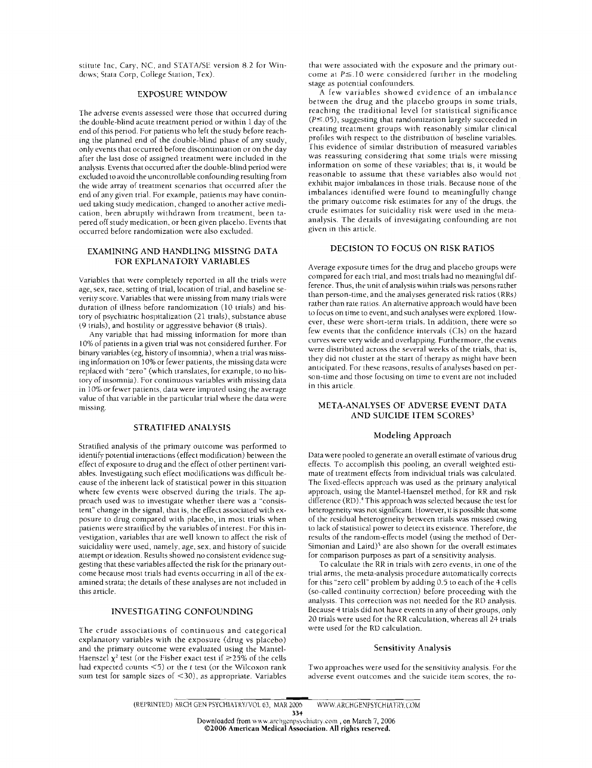stitute Inc, Cary, NC, and STATA/SE version 8.2 for Windows; Stata Corp, College Station, Tex).

## EXPOSURE WINDOW

The adverse events assessed were those that occurred during the double-blind acute treatment period or within 1 day of the end of this period. For patients who left the study before reaching the planned end of the double-blind phase of any study, only events that occurred before discontinuation or on the day after the last dose of assigned treatment were included in the analysis. Events that occurred after the double-blind period were excluded to avoid the uncontrollable confounding resulting from the wide array of treatment scenarios that occurred after the end of any given trial. For example, patients may have continued taking study medication, changed to another active medication, been abruptly withdrawn from treatment, been tapered off study medication, or been given placebo. Events that occurred before randomization were also excluded.

## EXAMINING AND HANDLING MISSING DATA FOR EXPLANATORY VARIABLES

Variables that were completely reported in all the trials were age, sex, race, setting of trial, location of trial, and baseline severity score. Variables that were missing from many trials were duration of illness before randomization (10 trials) and history of psychiatric hospitalization (21 trials), substance abuse (9 trials), and hostility or aggressive behavior (8 trials).

Any variable that had missing information for more than 10% of patients in a given trial was not considered further. For binary variables (eg, history of insomnia), when a trial was missing information on 10% or fewer patients, the missing data were replaced with "zero" (which translates, for example, to no history of insomnia). For continuous variables with missing data in 10% or fewer patients, data were imputed using the average value of that variable in the particular trial where the data were missing.

## STRATIFIED ANALYSIS

Stratified analysis of the primary outcome was performed to identify potential interactions (effect modification) between the effect of exposure to drug and the effect of other pertinent variables. Investigating such effect modifications was difficult because of the inherent lack of statistical power in this situation where few events were observed during the trials. The approach used was to investigate whether there was a "consistent" change in the signal, that is, the effect associated with exposure to drug compared with placebo, in most trials when patients were stratified by the variables of interest. For this investigation, variables that are well known to affect the risk of suicidality were used, namely, age, sex, and history of suicide attempt or ideation. Results showed no consistent evidence suggesting that these variables affected the risk for the primary outcome because most trials had events occurring in all of the examined strata; the details of these analyses are not included in this article.

## INVESTIGATING CONFOUNDING

The crude associations of continuous and categorical explanatory variables with the exposure (drug vs placebo) and the primary outcome were evaluated using the Mantel-Haenszel $\chi^2$ test (or the Fisher exact test if $\geq$25% of the cells had expected counts $<$5) or the $t$ test (or the Wilcoxon rank sum test for sample sizes of $<$30), as appropriate. Variables that were associated with the exposure and the primary outcome at $P \leq .10$ were considered further in the modeling stage as potential confounders.

A few variables showed evidence of an imbalance between the drug and the placebo groups in some trials, reaching the traditional level for statistical significance ($P \leq .05$), suggesting that randomization largely succeeded in creating treatment groups with reasonably similar clinical profiles with respect to the distribution of baseline variables. This evidence of similar distribution of measured variables was reassuring considering that some trials were missing information on some of these variables; that is, it would be reasonable to assume that these variables also would not exhibit major imbalances in those trials. Because none of the imbalances identified were found to meaningfully change the primary outcome risk estimates for any of the drugs, the crude estimates for suicidality risk were used in the meta-analysis. The details of investigating confounding are not given in this article.

## DECISION TO FOCUS ON RISK RATIOS

Average exposure times for the drug and placebo groups were compared for each trial, and most trials had no meaningful difference. Thus, the unit of analysis within trials was persons rather than person-time, and the analyses generated risk ratios (RRs) rather than rate ratios. An alternative approach would have been to focus on time to event, and such analyses were explored. However, these were short-term trials. In addition, there were so few events that the confidence intervals (CIs) on the hazard curves were very wide and overlapping. Furthermore, the events were distributed across the several weeks of the trials, that is, they did not cluster at the start of therapy as might have been anticipated. For these reasons, results of analyses based on person-time and those focusing on time to event are not included in this article.

## META-ANALYSES OF ADVERSE EVENT DATA AND SUICIDE ITEM SCORES[3]

### Modeling Approach

Data were pooled to generate an overall estimate of various drug effects. To accomplish this pooling, an overall weighted estimate of treatment effects from individual trials was calculated. The fixed-effects approach was used as the primary analytical approach, using the Mantel-Haenszel method, for RR and risk difference (RD).[4] This approach was selected because the test for heterogeneity was not significant. However, it is possible that some of the residual heterogeneity between trials was missed owing to lack of statistical power to detect its existence. Therefore, the results of the random-effects model (using the method of DerSimonian and Laird)[5] are also shown for the overall estimates for comparison purposes as part of a sensitivity analysis.

To calculate the RR in trials with zero events, in one of the trial arms, the meta-analysis procedure automatically corrects for this "zero cell" problem by adding 0.5 to each of the 4 cells (so-called continuity correction) before proceeding with the analysis. This correction was not needed for the RD analysis. Because 4 trials did not have events in any of their groups, only 20 trials were used for the RR calculation, whereas all 24 trials were used for the RD calculation.

### Sensitivity Analysis

Two approaches were used for the sensitivity analysis. For the adverse event outcomes and the suicide item scores, the ro-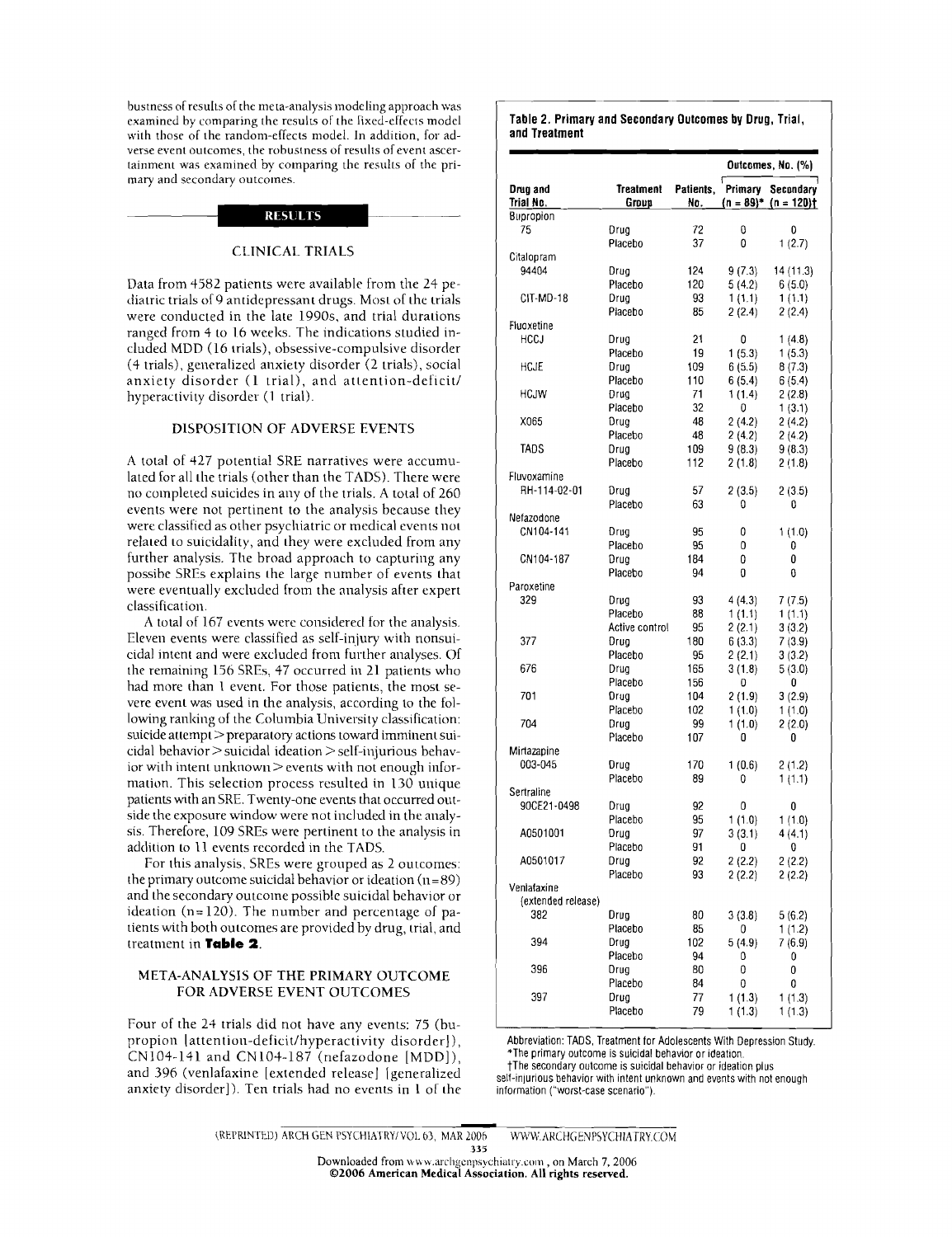bustness of results of the meta-analysis modeling approach was examined by comparing the results of the fixed-effects model with those of the random-effects model. In addition, for adverse event outcomes, the robustness of results of event ascertainment was examined by comparing the results of the primary and secondary outcomes.

## RESULTS

### CLINICAL TRIALS

Data from 4582 patients were available from the 24 pediatric trials of 9 antidepressant drugs. Most of the trials were conducted in the late 1990s, and trial durations ranged from 4 to 16 weeks. The indications studied included MDD (16 trials), obsessive-compulsive disorder (4 trials), generalized anxiety disorder (2 trials), social anxiety disorder (1 trial), and attention-deficit/hyperactivity disorder (1 trial).

### DISPOSITION OF ADVERSE EVENTS

A total of 427 potential SRE narratives were accumulated for all the trials (other than the TADS). There were no completed suicides in any of the trials. A total of 260 events were not pertinent to the analysis because they were classified as other psychiatric or medical events not related to suicidality, and they were excluded from any further analysis. The broad approach to capturing any possibe SREs explains the large number of events that were eventually excluded from the analysis after expert classification.

A total of 167 events were considered for the analysis. Eleven events were classified as self-injury with nonsuicidal intent and were excluded from further analyses. Of the remaining 156 SREs, 47 occurred in 21 patients who had more than 1 event. For those patients, the most severe event was used in the analysis, according to the following ranking of the Columbia University classification: suicide attempt > preparatory actions toward imminent suicidal behavior > suicidal ideation > self-injurious behavior with intent unknown > events with not enough information. This selection process resulted in 130 unique patients with an SRE. Twenty-one events that occurred outside the exposure window were not included in the analysis. Therefore, 109 SREs were pertinent to the analysis in addition to 11 events recorded in the TADS.

For this analysis, SREs were grouped as 2 outcomes: the primary outcome suicidal behavior or ideation (n=89) and the secondary outcome possible suicidal behavior or ideation (n=120). The number and percentage of patients with both outcomes are provided by drug, trial, and treatment in **Table 2**.

### META-ANALYSIS OF THE PRIMARY OUTCOME FOR ADVERSE EVENT OUTCOMES

Four of the 24 trials did not have any events: 75 (bupropion [attention-deficit/hyperactivity disorder]), CN104-141 and CN104-187 (nefazodone [MDD]), and 396 (venlafaxine [extended release] [generalized anxiety disorder]). Ten trials had no events in 1 of the

**Table 2. Primary and Secondary Outcomes by Drug, Trial, and Treatment**

| Drug and Trial No. | Treatment Group | Patients, No. | Outcomes, No. (%) Primary (n = 89)* | Outcomes, No. (%) Secondary (n = 120)† |
|---|---|---|---|---|
| Bupropion | | | | |
| 75 | Drug | 72 | 0 | 0 |
| | Placebo | 37 | 0 | 1 (2.7) |
| Citalopram | | | | |
| 94404 | Drug | 124 | 9 (7.3) | 14 (11.3) |
| | Placebo | 120 | 5 (4.2) | 6 (5.0) |
| CIT-MD-18 | Drug | 93 | 1 (1.1) | 1 (1.1) |
| | Placebo | 85 | 2 (2.4) | 2 (2.4) |
| Fluoxetine | | | | |
| HCCJ | Drug | 21 | 0 | 1 (4.8) |
| | Placebo | 19 | 1 (5.3) | 1 (5.3) |
| HCJE | Drug | 109 | 6 (5.5) | 8 (7.3) |
| | Placebo | 110 | 6 (5.4) | 6 (5.4) |
| HCJW | Drug | 71 | 1 (1.4) | 2 (2.8) |
| | Placebo | 32 | 0 | 1 (3.1) |
| X065 | Drug | 48 | 2 (4.2) | 2 (4.2) |
| | Placebo | 48 | 2 (4.2) | 2 (4.2) |
| TADS | Drug | 109 | 9 (8.3) | 9 (8.3) |
| | Placebo | 112 | 2 (1.8) | 2 (1.8) |
| Fluvoxamine | | | | |
| RH-114-02-01 | Drug | 57 | 2 (3.5) | 2 (3.5) |
| | Placebo | 63 | 0 | 0 |
| Nefazodone | | | | |
| CN104-141 | Drug | 95 | 0 | 1 (1.0) |
| | Placebo | 95 | 0 | 0 |
| CN104-187 | Drug | 184 | 0 | 0 |
| | Placebo | 94 | 0 | 0 |
| Paroxetine | | | | |
| 329 | Drug | 93 | 4 (4.3) | 7 (7.5) |
| | Placebo | 88 | 1 (1.1) | 1 (1.1) |
| | Active control | 95 | 2 (2.1) | 3 (3.2) |
| 377 | Drug | 180 | 6 (3.3) | 7 (3.9) |
| | Placebo | 95 | 2 (2.1) | 3 (3.2) |
| 676 | Drug | 165 | 3 (1.8) | 5 (3.0) |
| | Placebo | 156 | 0 | 0 |
| 701 | Drug | 104 | 2 (1.9) | 3 (2.9) |
| | Placebo | 102 | 1 (1.0) | 1 (1.0) |
| 704 | Drug | 99 | 1 (1.0) | 2 (2.0) |
| | Placebo | 107 | 0 | 0 |
| Mirtazapine | | | | |
| 003-045 | Drug | 170 | 1 (0.6) | 2 (1.2) |
| | Placebo | 89 | 0 | 1 (1.1) |
| Sertraline | | | | |
| 90CE21-0498 | Drug | 92 | 0 | 0 |
| | Placebo | 95 | 1 (1.0) | 1 (1.0) |
| A0501001 | Drug | 97 | 3 (3.1) | 4 (4.1) |
| | Placebo | 91 | 0 | 0 |
| A0501017 | Drug | 92 | 2 (2.2) | 2 (2.2) |
| | Placebo | 93 | 2 (2.2) | 2 (2.2) |
| Venlafaxine (extended release) | | | | |
| 382 | Drug | 80 | 3 (3.8) | 5 (6.2) |
| | Placebo | 85 | 0 | 1 (1.2) |
| 394 | Drug | 102 | 5 (4.9) | 7 (6.9) |
| | Placebo | 94 | 0 | 0 |
| 396 | Drug | 80 | 0 | 0 |
| | Placebo | 84 | 0 | 0 |
| 397 | Drug | 77 | 1 (1.3) | 1 (1.3) |
| | Placebo | 79 | 1 (1.3) | 1 (1.3) |

Abbreviation: TADS, Treatment for Adolescents With Depression Study.
*The primary outcome is suicidal behavior or ideation.
†The secondary outcome is suicidal behavior or ideation plus self-injurious behavior with intent unknown and events with not enough information ("worst-case scenario").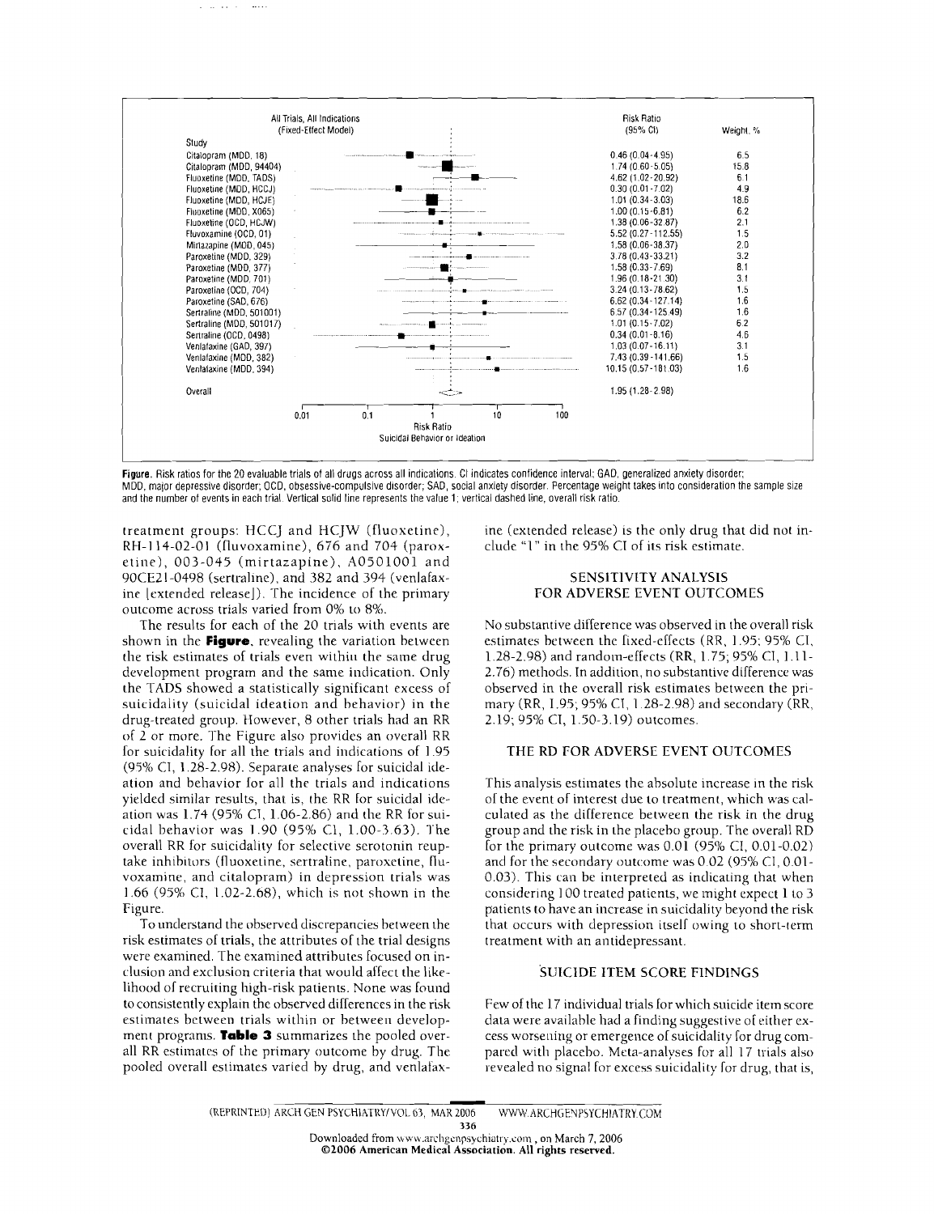| Study | Risk Ratio (95% CI) | Weight, % |
|---|---|---|
| Citalopram (MDD, 18) | 0.46 (0.04-4.95) | 6.5 |
| Citalopram (MDD, 94404) | 1.74 (0.60-5.05) | 15.8 |
| Fluoxetine (MDD, TADS) | 4.62 (1.02-20.92) | 6.1 |
| Fluoxetine (MDD, HCCJ) | 0.30 (0.01-7.02) | 4.9 |
| Fluoxetine (MDD, HCJE) | 1.01 (0.34-3.03) | 18.6 |
| Fluoxetine (MDD, X065) | 1.00 (0.15-6.81) | 6.2 |
| Fluoxetine (OCD, HCJW) | 1.38 (0.06-32.87) | 2.1 |
| Fluvoxamine (OCD, 01) | 5.52 (0.27-112.55) | 1.5 |
| Mirtazapine (MDD, 045) | 1.58 (0.06-38.37) | 2.0 |
| Paroxetine (MDD, 329) | 3.78 (0.43-33.21) | 3.2 |
| Paroxetine (MDD, 377) | 1.58 (0.33-7.69) | 8.1 |
| Paroxetine (MDD, 701) | 1.96 (0.18-21.30) | 3.1 |
| Paroxetine (OCD, 704) | 3.24 (0.13-78.62) | 1.5 |
| Paroxetine (SAD, 676) | 6.62 (0.34-127.14) | 1.6 |
| Sertraline (MDD, 501001) | 6.57 (0.34-125.49) | 1.6 |
| Sertraline (MDD, 501017) | 1.01 (0.15-7.02) | 6.2 |
| Sertraline (OCD, 0498) | 0.34 (0.01-8.16) | 4.6 |
| Venlafaxine (GAD, 397) | 1.03 (0.07-16.11) | 3.1 |
| Venlafaxine (MDD, 382) | 7.43 (0.39-141.66) | 1.5 |
| Venlafaxine (MDD, 394) | 10.15 (0.57-181.03) | 1.6 |
| Overall | 1.95 (1.28-2.98) | |

**Figure.** Risk ratios for the 20 evaluable trials of all drugs across all indications. CI indicates confidence interval; GAD, generalized anxiety disorder; MDD, major depressive disorder; OCD, obsessive-compulsive disorder; SAD, social anxiety disorder. Percentage weight takes into consideration the sample size and the number of events in each trial. Vertical solid line represents the value 1; vertical dashed line, overall risk ratio.

treatment groups: HCCJ and HCJW (fluoxetine), RH-114-02-01 (fluvoxamine), 676 and 704 (paroxetine), 003-045 (mirtazapine), A0501001 and 90CE21-0498 (sertraline), and 382 and 394 (venlafaxine [extended release]). The incidence of the primary outcome across trials varied from 0% to 8%.

The results for each of the 20 trials with events are shown in the **Figure**, revealing the variation between the risk estimates of trials even within the same drug development program and the same indication. Only the TADS showed a statistically significant excess of suicidality (suicidal ideation and behavior) in the drug-treated group. However, 8 other trials had an RR of 2 or more. The Figure also provides an overall RR for suicidality for all the trials and indications of 1.95 (95% CI, 1.28-2.98). Separate analyses for suicidal ideation and behavior for all the trials and indications yielded similar results, that is, the RR for suicidal ideation was 1.74 (95% CI, 1.06-2.86) and the RR for suicidal behavior was 1.90 (95% CI, 1.00-3.63). The overall RR for suicidality for selective serotonin reuptake inhibitors (fluoxetine, sertraline, paroxetine, fluvoxamine, and citalopram) in depression trials was 1.66 (95% CI, 1.02-2.68), which is not shown in the Figure.

To understand the observed discrepancies between the risk estimates of trials, the attributes of the trial designs were examined. The examined attributes focused on inclusion and exclusion criteria that would affect the likelihood of recruiting high-risk patients. None was found to consistently explain the observed differences in the risk estimates between trials within or between development programs. **Table 3** summarizes the pooled overall RR estimates of the primary outcome by drug. The pooled overall estimates varied by drug, and venlafaxine (extended release) is the only drug that did not include "1" in the 95% CI of its risk estimate.

## SENSITIVITY ANALYSIS FOR ADVERSE EVENT OUTCOMES

No substantive difference was observed in the overall risk estimates between the fixed-effects (RR, 1.95; 95% CI, 1.28-2.98) and random-effects (RR, 1.75; 95% CI, 1.11-2.76) methods. In addition, no substantive difference was observed in the overall risk estimates between the primary (RR, 1.95; 95% CI, 1.28-2.98) and secondary (RR, 2.19; 95% CI, 1.50-3.19) outcomes.

## THE RD FOR ADVERSE EVENT OUTCOMES

This analysis estimates the absolute increase in the risk of the event of interest due to treatment, which was calculated as the difference between the risk in the drug group and the risk in the placebo group. The overall RD for the primary outcome was 0.01 (95% CI, 0.01-0.02) and for the secondary outcome was 0.02 (95% CI, 0.01-0.03). This can be interpreted as indicating that when considering 100 treated patients, we might expect 1 to 3 patients to have an increase in suicidality beyond the risk that occurs with depression itself owing to short-term treatment with an antidepressant.

## SUICIDE ITEM SCORE FINDINGS

Few of the 17 individual trials for which suicide item score data were available had a finding suggestive of either excess worsening or emergence of suicidality for drug compared with placebo. Meta-analyses for all 17 trials also revealed no signal for excess suicidality for drug, that is,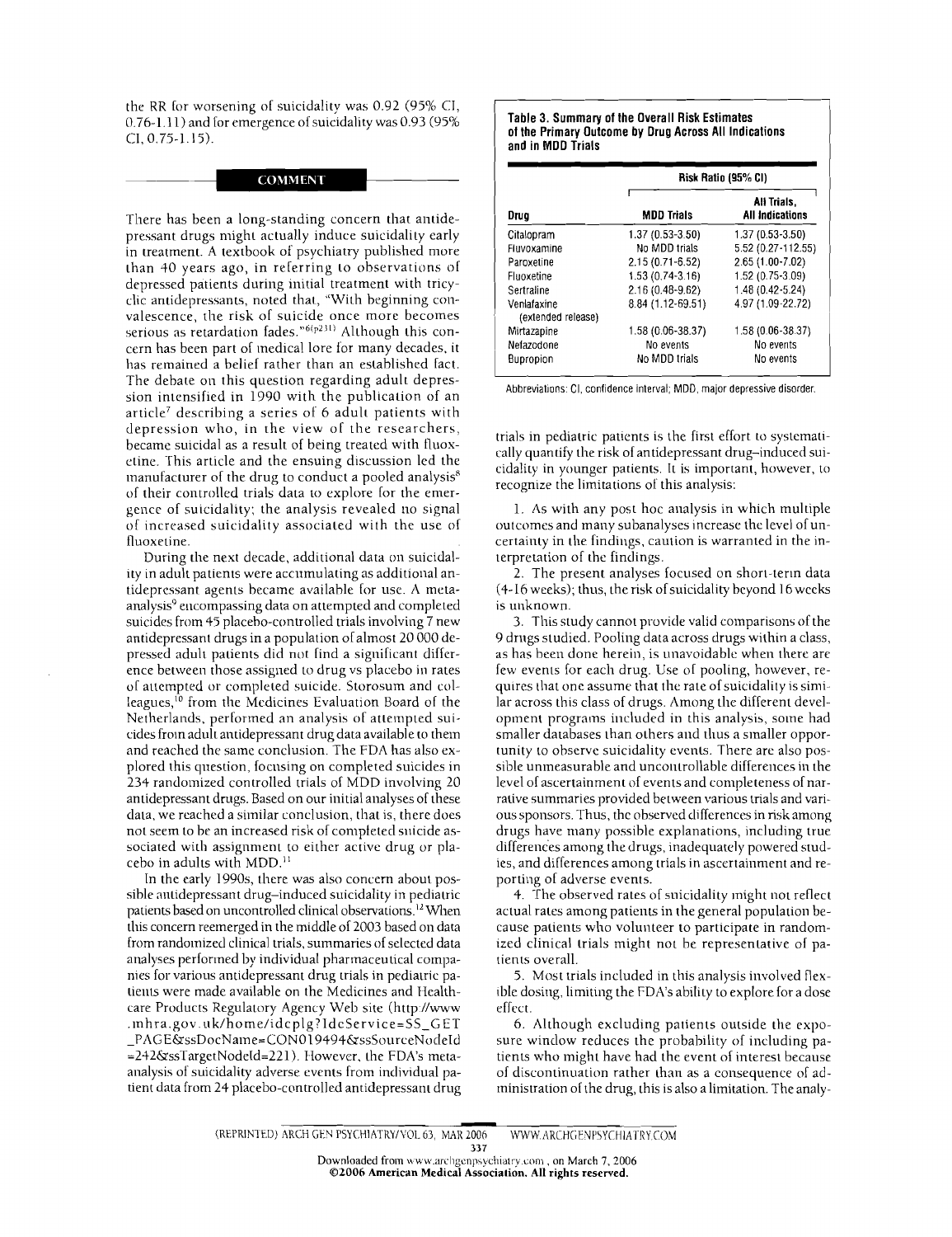the RR for worsening of suicidality was 0.92 (95% CI, 0.76-1.11) and for emergence of suicidality was 0.93 (95% CI, 0.75-1.15).

## COMMENT

There has been a long-standing concern that antidepressant drugs might actually induce suicidality early in treatment. A textbook of psychiatry published more than 40 years ago, in referring to observations of depressed patients during initial treatment with tricyclic antidepressants, noted that, "With beginning convalescence, the risk of suicide once more becomes serious as retardation fades."[6(p231)] Although this concern has been part of medical lore for many decades, it has remained a belief rather than an established fact. The debate on this question regarding adult depression intensified in 1990 with the publication of an article[7] describing a series of 6 adult patients with depression who, in the view of the researchers, became suicidal as a result of being treated with fluoxetine. This article and the ensuing discussion led the manufacturer of the drug to conduct a pooled analysis[8] of their controlled trials data to explore for the emergence of suicidality; the analysis revealed no signal of increased suicidality associated with the use of fluoxetine.

During the next decade, additional data on suicidality in adult patients were accumulating as additional antidepressant agents became available for use. A meta-analysis[9] encompassing data on attempted and completed suicides from 45 placebo-controlled trials involving 7 new antidepressant drugs in a population of almost 20 000 depressed adult patients did not find a significant difference between those assigned to drug vs placebo in rates of attempted or completed suicide. Storosum and colleagues,[10] from the Medicines Evaluation Board of the Netherlands, performed an analysis of attempted suicides from adult antidepressant drug data available to them and reached the same conclusion. The FDA has also explored this question, focusing on completed suicides in 234 randomized controlled trials of MDD involving 20 antidepressant drugs. Based on our initial analyses of these data, we reached a similar conclusion, that is, there does not seem to be an increased risk of completed suicide associated with assignment to either active drug or placebo in adults with MDD.[11]

In the early 1990s, there was also concern about possible antidepressant drug–induced suicidality in pediatric patients based on uncontrolled clinical observations.[12] When this concern reemerged in the middle of 2003 based on data from randomized clinical trials, summaries of selected data analyses performed by individual pharmaceutical companies for various antidepressant drug trials in pediatric patients were made available on the Medicines and Healthcare Products Regulatory Agency Web site (http://www.mhra.gov.uk/home/idcplg?IdcService=SS_GET_PAGE&ssDocName=CON019494&ssSourceNodeId=242&ssTargetNodeId=221). However, the FDA's meta-analysis of suicidality adverse events from individual patient data from 24 placebo-controlled antidepressant drug trials in pediatric patients is the first effort to systematically quantify the risk of antidepressant drug–induced suicidality in younger patients. It is important, however, to recognize the limitations of this analysis:

1. As with any post hoc analysis in which multiple outcomes and many subanalyses increase the level of uncertainty in the findings, caution is warranted in the interpretation of the findings.

2. The present analyses focused on short-term data (4-16 weeks); thus, the risk of suicidality beyond 16 weeks is unknown.

3. This study cannot provide valid comparisons of the 9 drugs studied. Pooling data across drugs within a class, as has been done herein, is unavoidable when there are few events for each drug. Use of pooling, however, requires that one assume that the rate of suicidality is similar across this class of drugs. Among the different development programs included in this analysis, some had smaller databases than others and thus a smaller opportunity to observe suicidality events. There are also possible unmeasurable and uncontrollable differences in the level of ascertainment of events and completeness of narrative summaries provided between various trials and various sponsors. Thus, the observed differences in risk among drugs have many possible explanations, including true differences among the drugs, inadequately powered studies, and differences among trials in ascertainment and reporting of adverse events.

4. The observed rates of suicidality might not reflect actual rates among patients in the general population because patients who volunteer to participate in randomized clinical trials might not be representative of patients overall.

5. Most trials included in this analysis involved flexible dosing, limiting the FDA's ability to explore for a dose effect.

6. Although excluding patients outside the exposure window reduces the probability of including patients who might have had the event of interest because of discontinuation rather than as a consequence of administration of the drug, this is also a limitation. The analy-

**Table 3. Summary of the Overall Risk Estimates of the Primary Outcome by Drug Across All Indications and in MDD Trials**

| Drug | Risk Ratio (95% CI) | |
|---|---|---|
| | MDD Trials | All Trials, All Indications |
| Citalopram | 1.37 (0.53-3.50) | 1.37 (0.53-3.50) |
| Fluvoxamine | No MDD trials | 5.52 (0.27-112.55) |
| Paroxetine | 2.15 (0.71-6.52) | 2.65 (1.00-7.02) |
| Fluoxetine | 1.53 (0.74-3.16) | 1.52 (0.75-3.09) |
| Sertraline | 2.16 (0.48-9.62) | 1.48 (0.42-5.24) |
| Venlafaxine (extended release) | 8.84 (1.12-69.51) | 4.97 (1.09-22.72) |
| Mirtazapine | 1.58 (0.06-38.37) | 1.58 (0.06-38.37) |
| Nefazodone | No events | No events |
| Bupropion | No MDD trials | No events |

Abbreviations: CI, confidence interval; MDD, major depressive disorder.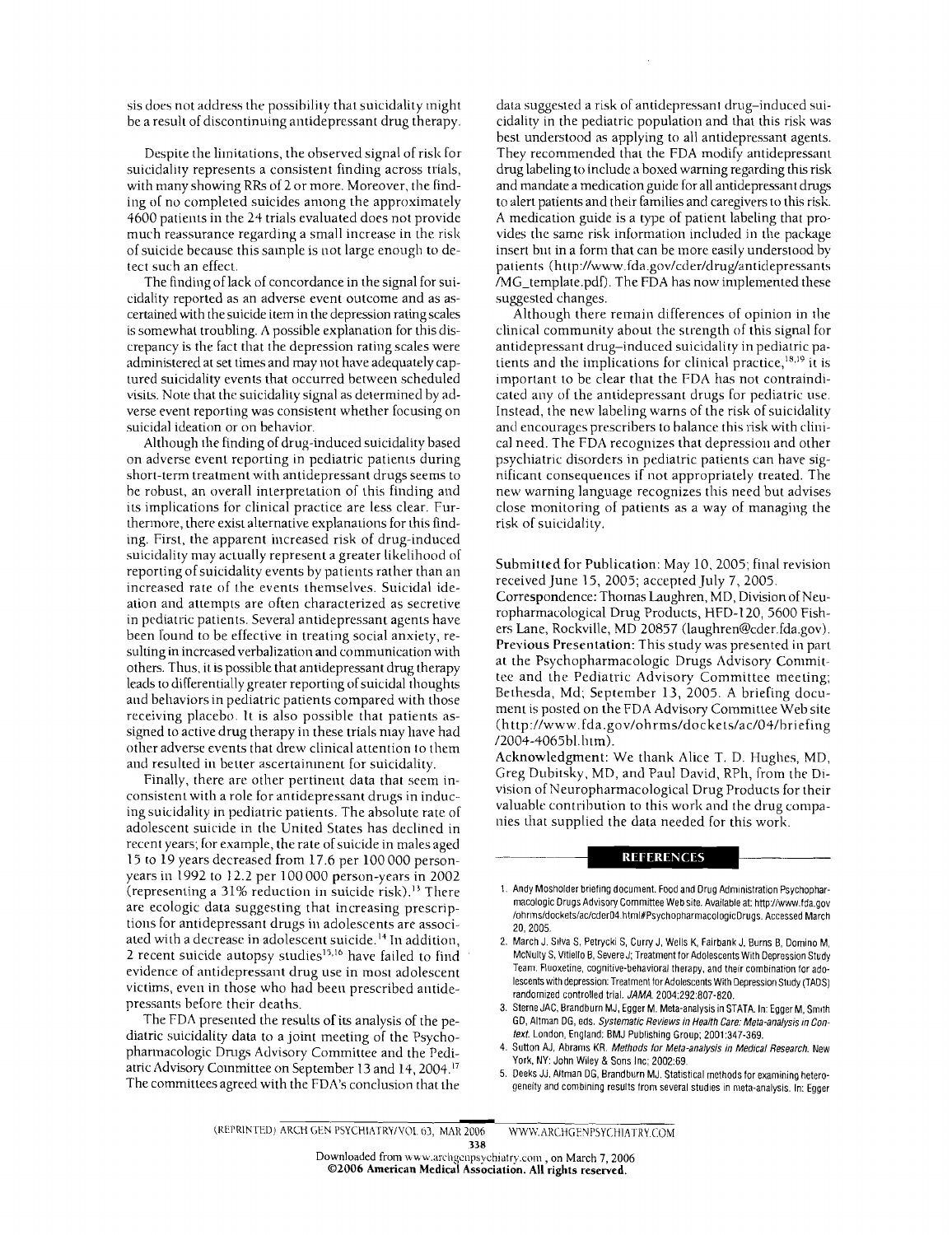sis does not address the possibility that suicidality might be a result of discontinuing antidepressant drug therapy.

Despite the limitations, the observed signal of risk for suicidality represents a consistent finding across trials, with many showing RRs of 2 or more. Moreover, the finding of no completed suicides among the approximately 4600 patients in the 24 trials evaluated does not provide much reassurance regarding a small increase in the risk of suicide because this sample is not large enough to detect such an effect.

The finding of lack of concordance in the signal for suicidality reported as an adverse event outcome and as ascertained with the suicide item in the depression rating scales is somewhat troubling. A possible explanation for this discrepancy is the fact that the depression rating scales were administered at set times and may not have adequately captured suicidality events that occurred between scheduled visits. Note that the suicidality signal as determined by adverse event reporting was consistent whether focusing on suicidal ideation or on behavior.

Although the finding of drug-induced suicidality based on adverse event reporting in pediatric patients during short-term treatment with antidepressant drugs seems to be robust, an overall interpretation of this finding and its implications for clinical practice are less clear. Furthermore, there exist alternative explanations for this finding. First, the apparent increased risk of drug-induced suicidality may actually represent a greater likelihood of reporting of suicidality events by patients rather than an increased rate of the events themselves. Suicidal ideation and attempts are often characterized as secretive in pediatric patients. Several antidepressant agents have been found to be effective in treating social anxiety, resulting in increased verbalization and communication with others. Thus, it is possible that antidepressant drug therapy leads to differentially greater reporting of suicidal thoughts and behaviors in pediatric patients compared with those receiving placebo. It is also possible that patients assigned to active drug therapy in these trials may have had other adverse events that drew clinical attention to them and resulted in better ascertainment for suicidality.

Finally, there are other pertinent data that seem inconsistent with a role for antidepressant drugs in inducing suicidality in pediatric patients. The absolute rate of adolescent suicide in the United States has declined in recent years; for example, the rate of suicide in males aged 15 to 19 years decreased from 17.6 per 100 000 person-years in 1992 to 12.2 per 100 000 person-years in 2002 (representing a 31% reduction in suicide risk).[13] There are ecologic data suggesting that increasing prescriptions for antidepressant drugs in adolescents are associated with a decrease in adolescent suicide.[14] In addition, 2 recent suicide autopsy studies[15,16] have failed to find evidence of antidepressant drug use in most adolescent victims, even in those who had been prescribed antidepressants before their deaths.

The FDA presented the results of its analysis of the pediatric suicidality data to a joint meeting of the Psychopharmacologic Drugs Advisory Committee and the Pediatric Advisory Committee on September 13 and 14, 2004.[17] The committees agreed with the FDA's conclusion that the data suggested a risk of antidepressant drug–induced suicidality in the pediatric population and that this risk was best understood as applying to all antidepressant agents. They recommended that the FDA modify antidepressant drug labeling to include a boxed warning regarding this risk and mandate a medication guide for all antidepressant drugs to alert patients and their families and caregivers to this risk. A medication guide is a type of patient labeling that provides the same risk information included in the package insert but in a form that can be more easily understood by patients (http://www.fda.gov/cder/drug/antidepressants/MG_template.pdf). The FDA has now implemented these suggested changes.

Although there remain differences of opinion in the clinical community about the strength of this signal for antidepressant drug–induced suicidality in pediatric patients and the implications for clinical practice,[18,19] it is important to be clear that the FDA has not contraindicated any of the antidepressant drugs for pediatric use. Instead, the new labeling warns of the risk of suicidality and encourages prescribers to balance this risk with clinical need. The FDA recognizes that depression and other psychiatric disorders in pediatric patients can have significant consequences if not appropriately treated. The new warning language recognizes this need but advises close monitoring of patients as a way of managing the risk of suicidality.

**Submitted for Publication:** May 10, 2005; final revision received June 15, 2005; accepted July 7, 2005.
**Correspondence:** Thomas Laughren, MD, Division of Neuropharmacological Drug Products, HFD-120, 5600 Fishers Lane, Rockville, MD 20857 (laughren@cder.fda.gov).
**Previous Presentation:** This study was presented in part at the Psychopharmacologic Drugs Advisory Committee and the Pediatric Advisory Committee meeting; Bethesda, Md; September 13, 2005. A briefing document is posted on the FDA Advisory Committee Web site (http://www.fda.gov/ohrms/dockets/ac/04/briefing/2004-4065bl.htm).
**Acknowledgment:** We thank Alice T. D. Hughes, MD, Greg Dubitsky, MD, and Paul David, RPh, from the Division of Neuropharmacological Drug Products for their valuable contribution to this work and the drug companies that supplied the data needed for this work.

## REFERENCES

1. Andy Mosholder briefing document. Food and Drug Administration Psychopharmacologic Drugs Advisory Committee Web site. Available at: http://www.fda.gov/ohrms/dockets/ac/cder04.html#PsychopharmacologicDrugs. Accessed March 20, 2005.
2. March J, Silva S, Petrycki S, Curry J, Wells K, Fairbank J, Burns B, Domino M, McNulty S, Vitiello B, Severe J; Treatment for Adolescents With Depression Study Team. Fluoxetine, cognitive-behavioral therapy, and their combination for adolescents with depression: Treatment for Adolescents With Depression Study (TADS) randomized controlled trial. *JAMA*. 2004;292:807-820.
3. Sterne JAC, Brandburn MJ, Egger M. Meta-analysis in STATA. In: Egger M, Smith GD, Altman DG, eds. *Systematic Reviews in Health Care: Meta-analysis in Context*. London, England: BMJ Publishing Group; 2001:347-369.
4. Sutton AJ, Abrams KR. *Methods for Meta-analysis in Medical Research*. New York, NY: John Wiley & Sons Inc; 2002:69.
5. Deeks JJ, Altman DG, Brandburn MJ. Statistical methods for examining heterogeneity and combining results from several studies in meta-analysis. In: Egger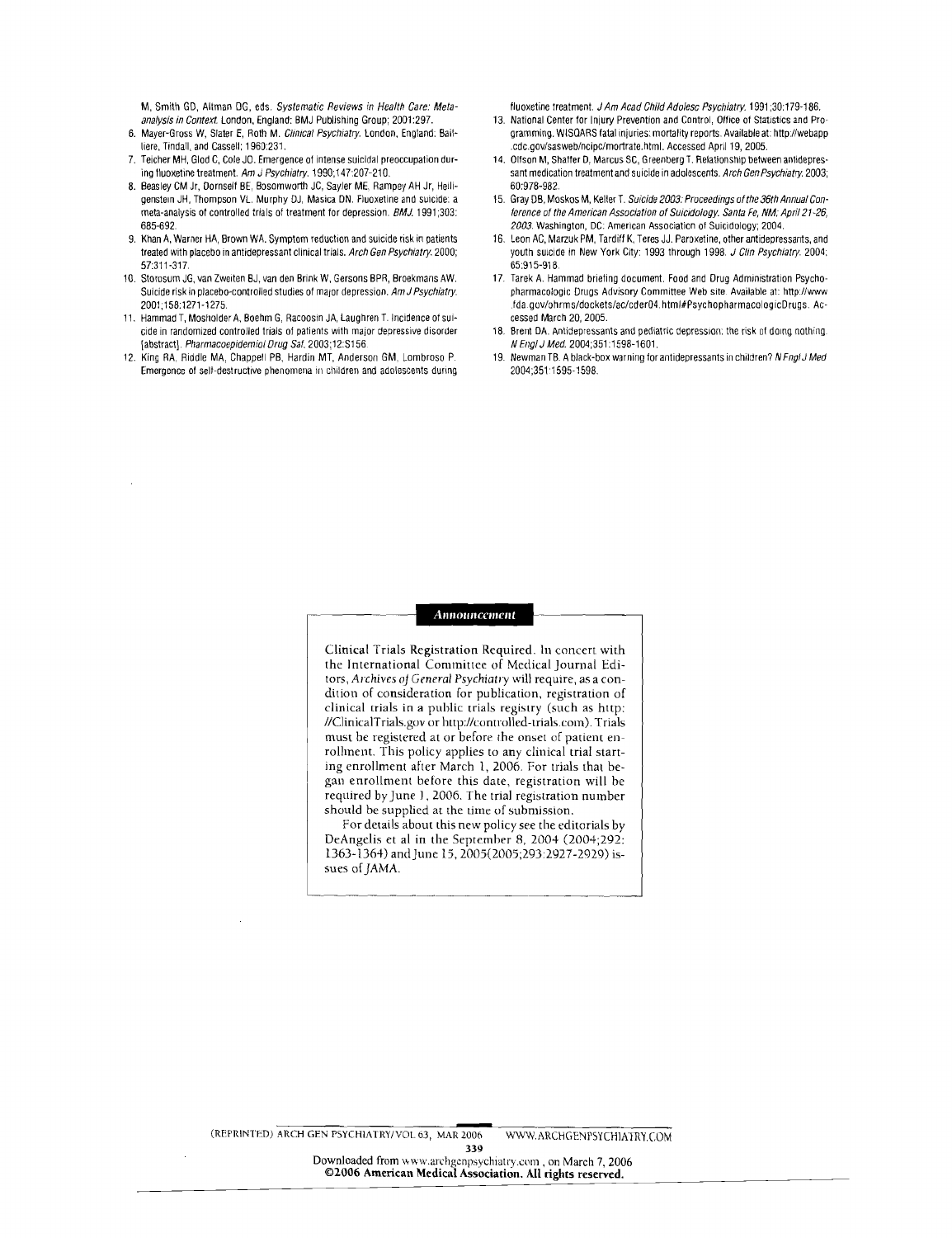M, Smith GD, Altman DG, eds. *Systematic Reviews in Health Care: Meta-analysis in Context.* London, England: BMJ Publishing Group; 2001:297.

6. Mayer-Gross W, Slater E, Roth M. *Clinical Psychiatry.* London, England: Bailliere, Tindall, and Cassell; 1960:231.
7. Teicher MH, Glod C, Cole JO. Emergence of intense suicidal preoccupation during fluoxetine treatment. *Am J Psychiatry.* 1990;147:207-210.
8. Beasley CM Jr, Dornseif BE, Bosomworth JC, Sayler ME, Rampey AH Jr, Heiligenstein JH, Thompson VL, Murphy DJ, Masica DN. Fluoxetine and suicide: a meta-analysis of controlled trials of treatment for depression. *BMJ.* 1991;303:685-692.
9. Khan A, Warner HA, Brown WA. Symptom reduction and suicide risk in patients treated with placebo in antidepressant clinical trials. *Arch Gen Psychiatry.* 2000;57:311-317.
10. Storosum JG, van Zwieten BJ, van den Brink W, Gersons BPR, Broekmans AW. Suicide risk in placebo-controlled studies of major depression. *Am J Psychiatry.* 2001;158:1271-1275.
11. Hammad T, Mosholder A, Boehm G, Racoosin JA, Laughren T. Incidence of suicide in randomized controlled trials of patients with major depressive disorder [abstract]. *Pharmacoepidemiol Drug Saf.* 2003;12:S156.
12. King RA, Riddle MA, Chappell PB, Hardin MT, Anderson GM, Lombroso P. Emergence of self-destructive phenomena in children and adolescents during fluoxetine treatment. *J Am Acad Child Adolesc Psychiatry.* 1991;30:179-186.
13. National Center for Injury Prevention and Control, Office of Statistics and Programming. WISQARS fatal injuries: mortality reports. Available at: http://webapp.cdc.gov/sasweb/ncipc/mortrate.html. Accessed April 19, 2005.
14. Olfson M, Shaffer D, Marcus SC, Greenberg T. Relationship between antidepressant medication treatment and suicide in adolescents. *Arch Gen Psychiatry.* 2003;60:978-982.
15. Gray DB, Moskos M, Keller T. *Suicide 2003: Proceedings of the 36th Annual Conference of the American Association of Suicidology. Santa Fe, NM; April 21-26, 2003.* Washington, DC: American Association of Suicidology; 2004.
16. Leon AC, Marzuk PM, Tardiff K, Teres JJ. Paroxetine, other antidepressants, and youth suicide in New York City: 1993 through 1998. *J Clin Psychiatry.* 2004;65:915-918.
17. Tarek A. Hammad briefing document. Food and Drug Administration Psychopharmacologic Drugs Advisory Committee Web site. Available at: http://www.fda.gov/ohrms/dockets/ac/cder04.html#PsychopharmacologicDrugs. Accessed March 20, 2005.
18. Brent DA. Antidepressants and pediatric depression: the risk of doing nothing. *N Engl J Med.* 2004;351:1598-1601.
19. Newman TB. A black-box warning for antidepressants in children? *N Engl J Med.* 2004;351:1595-1598.

## Announcement

Clinical Trials Registration Required. In concert with the International Committee of Medical Journal Editors, *Archives of General Psychiatry* will require, as a condition of consideration for publication, registration of clinical trials in a public trials registry (such as http://ClinicalTrials.gov or http://controlled-trials.com). Trials must be registered at or before the onset of patient enrollment. This policy applies to any clinical trial starting enrollment after March 1, 2006. For trials that began enrollment before this date, registration will be required by June 1, 2006. The trial registration number should be supplied at the time of submission.

For details about this new policy see the editorials by DeAngelis et al in the September 8, 2004 (2004;292:1363-1364) and June 15, 2005(2005;293:2927-2929) issues of *JAMA*.

Downloaded from www.archgenpsychiatry.com , on March 7, 2006
©2006 American Medical Association. All rights reserved.